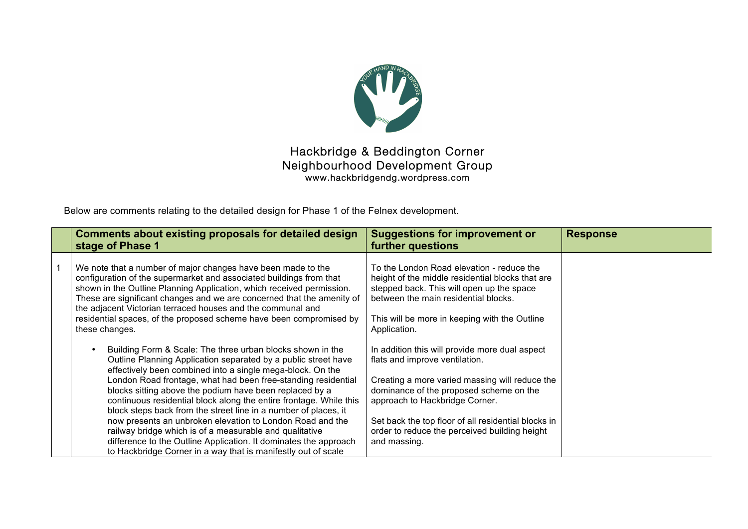# Hackbridge & Beddington Corner Neighbourhood Development Group

www.hackbridgendg.wordpress.com

Below are comments relating to the detailed design for Phase 1 of the Felnex development.

| | Comments about existing proposals for detailed design stage of Phase 1 | Suggestions for improvement or further questions | Response |
|---|---|---|---|
| 1 | We note that a number of major changes have been made to the configuration of the supermarket and associated buildings from that shown in the Outline Planning Application, which received permission. These are significant changes and we are concerned that the amenity of the adjacent Victorian terraced houses and the communal and residential spaces, of the proposed scheme have been compromised by these changes.<br><br>• Building Form & Scale: The three urban blocks shown in the Outline Planning Application separated by a public street have effectively been combined into a single mega-block. On the London Road frontage, what had been free-standing residential blocks sitting above the podium have been replaced by a continuous residential block along the entire frontage. While this block steps back from the street line in a number of places, it now presents an unbroken elevation to London Road and the railway bridge which is of a measurable and qualitative difference to the Outline Application. It dominates the approach to Hackbridge Corner in a way that is manifestly out of scale | To the London Road elevation - reduce the height of the middle residential blocks that are stepped back. This will open up the space between the main residential blocks.<br><br>This will be more in keeping with the Outline Application.<br><br>In addition this will provide more dual aspect flats and improve ventilation.<br><br>Creating a more varied massing will reduce the dominance of the proposed scheme on the approach to Hackbridge Corner.<br><br>Set back the top floor of all residential blocks in order to reduce the perceived building height and massing. | |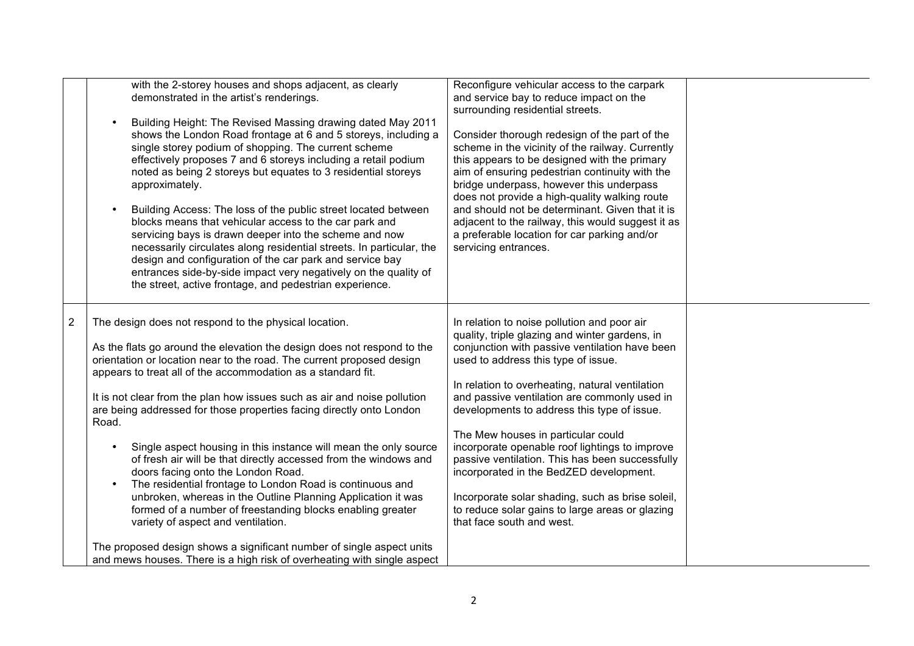| | | | |
|---|---|---|---|
| | with the 2-storey houses and shops adjacent, as clearly demonstrated in the artist's renderings.<br><br>• Building Height: The Revised Massing drawing dated May 2011 shows the London Road frontage at 6 and 5 storeys, including a single storey podium of shopping. The current scheme effectively proposes 7 and 6 storeys including a retail podium noted as being 2 storeys but equates to 3 residential storeys approximately.<br><br>• Building Access: The loss of the public street located between blocks means that vehicular access to the car park and servicing bays is drawn deeper into the scheme and now necessarily circulates along residential streets. In particular, the design and configuration of the car park and service bay entrances side-by-side impact very negatively on the quality of the street, active frontage, and pedestrian experience. | Reconfigure vehicular access to the carpark and service bay to reduce impact on the surrounding residential streets.<br><br>Consider thorough redesign of the part of the scheme in the vicinity of the railway. Currently this appears to be designed with the primary aim of ensuring pedestrian continuity with the bridge underpass, however this underpass does not provide a high-quality walking route and should not be determinant. Given that it is adjacent to the railway, this would suggest it as a preferable location for car parking and/or servicing entrances. | |
| 2 | The design does not respond to the physical location.<br><br>As the flats go around the elevation the design does not respond to the orientation or location near to the road. The current proposed design appears to treat all of the accommodation as a standard fit.<br><br>It is not clear from the plan how issues such as air and noise pollution are being addressed for those properties facing directly onto London Road.<br><br>• Single aspect housing in this instance will mean the only source of fresh air will be that directly accessed from the windows and doors facing onto the London Road.<br>• The residential frontage to London Road is continuous and unbroken, whereas in the Outline Planning Application it was formed of a number of freestanding blocks enabling greater variety of aspect and ventilation.<br><br>The proposed design shows a significant number of single aspect units and mews houses. There is a high risk of overheating with single aspect | In relation to noise pollution and poor air quality, triple glazing and winter gardens, in conjunction with passive ventilation have been used to address this type of issue.<br><br>In relation to overheating, natural ventilation and passive ventilation are commonly used in developments to address this type of issue.<br><br>The Mew houses in particular could incorporate openable roof lightings to improve passive ventilation. This has been successfully incorporated in the BedZED development.<br><br>Incorporate solar shading, such as brise soleil, to reduce solar gains to large areas or glazing that face south and west. | |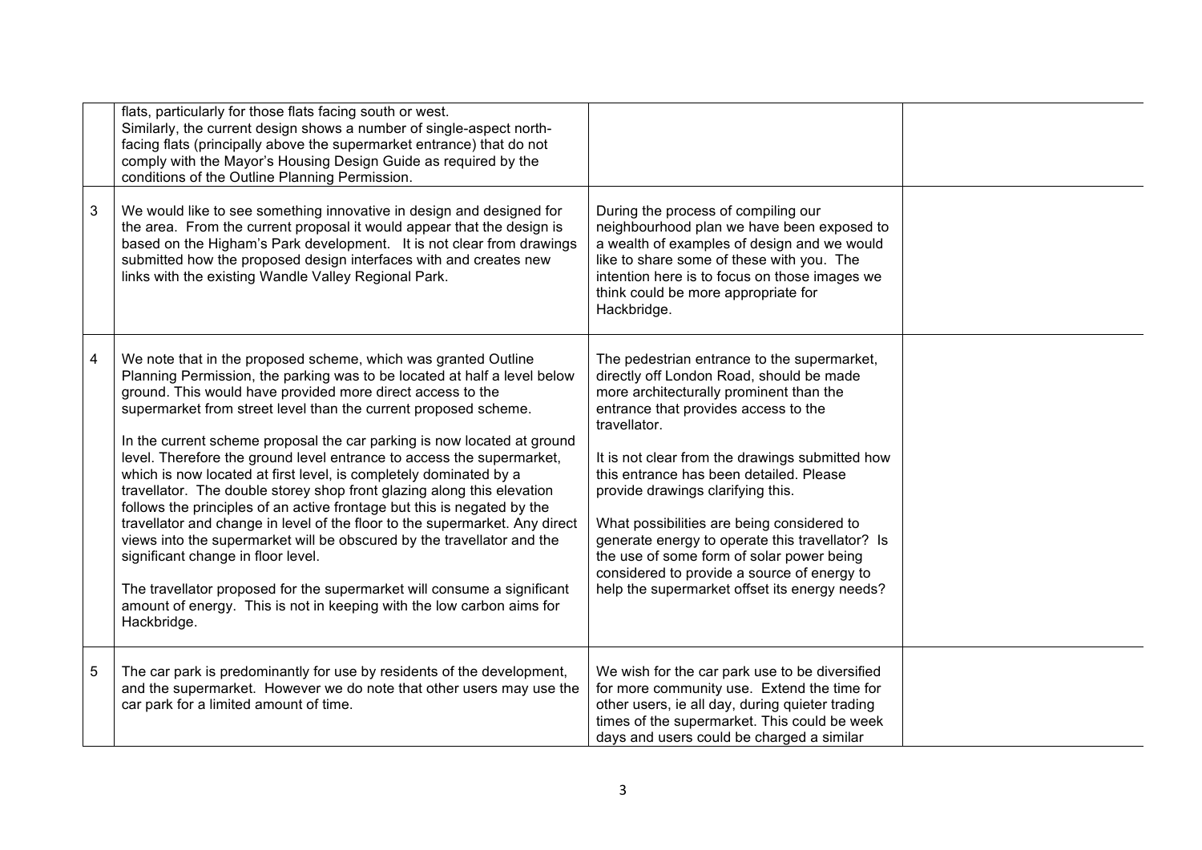| | | | |
|---|---|---|---|
| | flats, particularly for those flats facing south or west.<br>Similarly, the current design shows a number of single-aspect north-facing flats (principally above the supermarket entrance) that do not comply with the Mayor's Housing Design Guide as required by the conditions of the Outline Planning Permission. | | |
| 3 | We would like to see something innovative in design and designed for the area. From the current proposal it would appear that the design is based on the Higham's Park development. It is not clear from drawings submitted how the proposed design interfaces with and creates new links with the existing Wandle Valley Regional Park. | During the process of compiling our neighbourhood plan we have been exposed to a wealth of examples of design and we would like to share some of these with you. The intention here is to focus on those images we think could be more appropriate for Hackbridge. | |
| 4 | We note that in the proposed scheme, which was granted Outline Planning Permission, the parking was to be located at half a level below ground. This would have provided more direct access to the supermarket from street level than the current proposed scheme.<br><br>In the current scheme proposal the car parking is now located at ground level. Therefore the ground level entrance to access the supermarket, which is now located at first level, is completely dominated by a travellator. The double storey shop front glazing along this elevation follows the principles of an active frontage but this is negated by the travellator and change in level of the floor to the supermarket. Any direct views into the supermarket will be obscured by the travellator and the significant change in floor level.<br><br>The travellator proposed for the supermarket will consume a significant amount of energy. This is not in keeping with the low carbon aims for Hackbridge. | The pedestrian entrance to the supermarket, directly off London Road, should be made more architecturally prominent than the entrance that provides access to the travellator.<br><br>It is not clear from the drawings submitted how this entrance has been detailed. Please provide drawings clarifying this.<br><br>What possibilities are being considered to generate energy to operate this travellator? Is the use of some form of solar power being considered to provide a source of energy to help the supermarket offset its energy needs? | |
| 5 | The car park is predominantly for use by residents of the development, and the supermarket. However we do note that other users may use the car park for a limited amount of time. | We wish for the car park use to be diversified for more community use. Extend the time for other users, ie all day, during quieter trading times of the supermarket. This could be week days and users could be charged a similar | |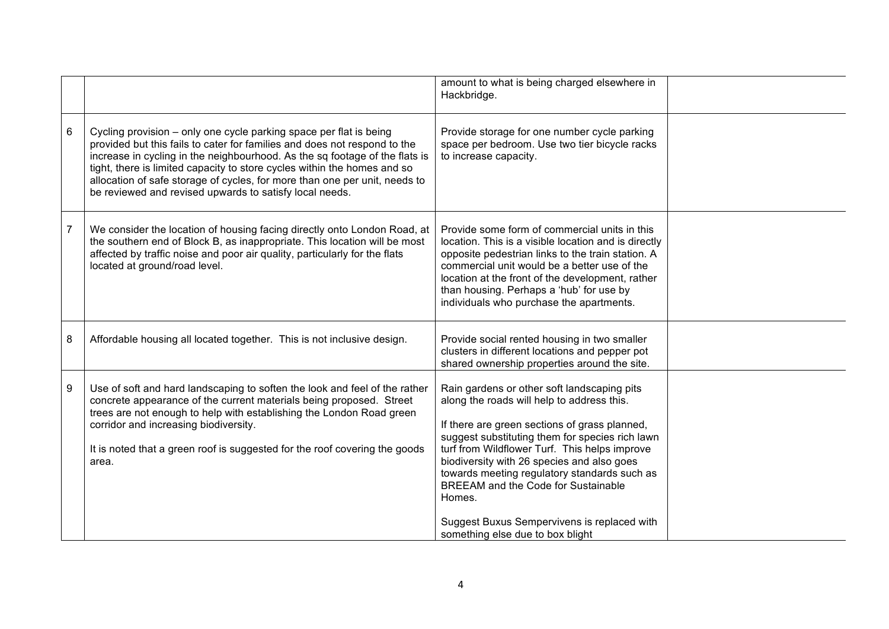| | | | |
|---|---|---|---|
| | | amount to what is being charged elsewhere in Hackbridge. | |
| 6 | Cycling provision – only one cycle parking space per flat is being provided but this fails to cater for families and does not respond to the increase in cycling in the neighbourhood. As the sq footage of the flats is tight, there is limited capacity to store cycles within the homes and so allocation of safe storage of cycles, for more than one per unit, needs to be reviewed and revised upwards to satisfy local needs. | Provide storage for one number cycle parking space per bedroom. Use two tier bicycle racks to increase capacity. | |
| 7 | We consider the location of housing facing directly onto London Road, at the southern end of Block B, as inappropriate. This location will be most affected by traffic noise and poor air quality, particularly for the flats located at ground/road level. | Provide some form of commercial units in this location. This is a visible location and is directly opposite pedestrian links to the train station. A commercial unit would be a better use of the location at the front of the development, rather than housing. Perhaps a 'hub' for use by individuals who purchase the apartments. | |
| 8 | Affordable housing all located together. This is not inclusive design. | Provide social rented housing in two smaller clusters in different locations and pepper pot shared ownership properties around the site. | |
| 9 | Use of soft and hard landscaping to soften the look and feel of the rather concrete appearance of the current materials being proposed. Street trees are not enough to help with establishing the London Road green corridor and increasing biodiversity.<br><br>It is noted that a green roof is suggested for the roof covering the goods area. | Rain gardens or other soft landscaping pits along the roads will help to address this.<br><br>If there are green sections of grass planned, suggest substituting them for species rich lawn turf from Wildflower Turf. This helps improve biodiversity with 26 species and also goes towards meeting regulatory standards such as BREEAM and the Code for Sustainable Homes.<br><br>Suggest Buxus Sempervivens is replaced with something else due to box blight | |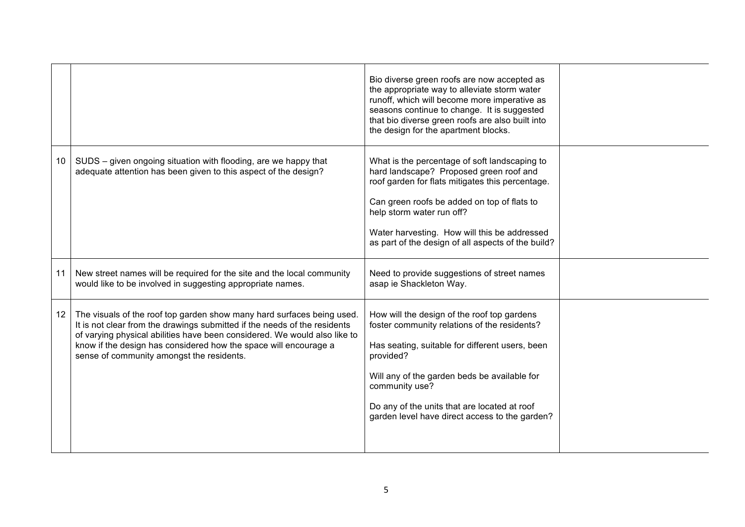| | | | |
|---|---|---|---|
| | | Bio diverse green roofs are now accepted as the appropriate way to alleviate storm water runoff, which will become more imperative as seasons continue to change. It is suggested that bio diverse green roofs are also built into the design for the apartment blocks. | |
| 10 | SUDS – given ongoing situation with flooding, are we happy that adequate attention has been given to this aspect of the design? | What is the percentage of soft landscaping to hard landscape? Proposed green roof and roof garden for flats mitigates this percentage.<br><br>Can green roofs be added on top of flats to help storm water run off?<br><br>Water harvesting. How will this be addressed as part of the design of all aspects of the build? | |
| 11 | New street names will be required for the site and the local community would like to be involved in suggesting appropriate names. | Need to provide suggestions of street names asap ie Shackleton Way. | |
| 12 | The visuals of the roof top garden show many hard surfaces being used. It is not clear from the drawings submitted if the needs of the residents of varying physical abilities have been considered. We would also like to know if the design has considered how the space will encourage a sense of community amongst the residents. | How will the design of the roof top gardens foster community relations of the residents?<br><br>Has seating, suitable for different users, been provided?<br><br>Will any of the garden beds be available for community use?<br><br>Do any of the units that are located at roof garden level have direct access to the garden? | |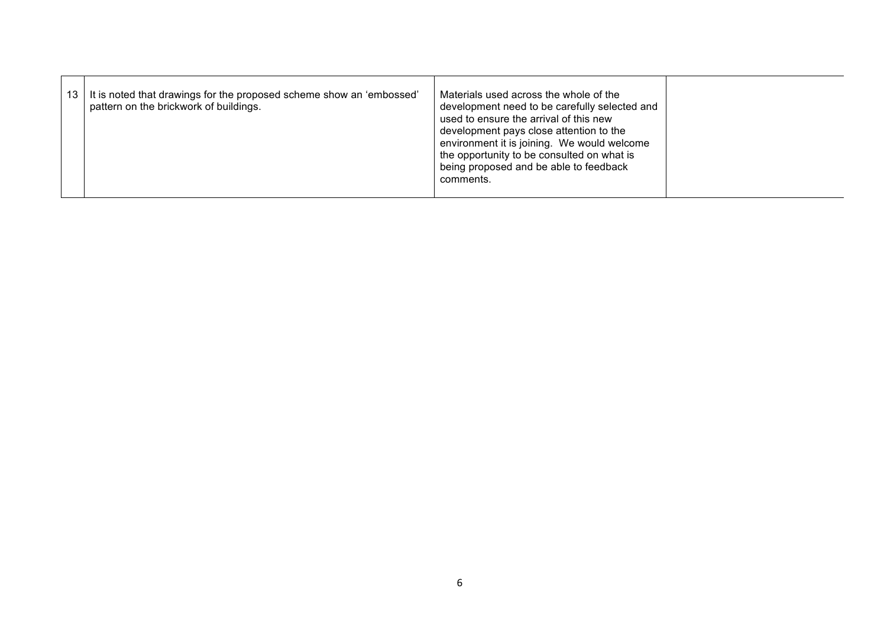| | | | |
|---|---|---|---|
| 13 | It is noted that drawings for the proposed scheme show an 'embossed' pattern on the brickwork of buildings. | Materials used across the whole of the development need to be carefully selected and used to ensure the arrival of this new development pays close attention to the environment it is joining. We would welcome the opportunity to be consulted on what is being proposed and be able to feedback comments. | |